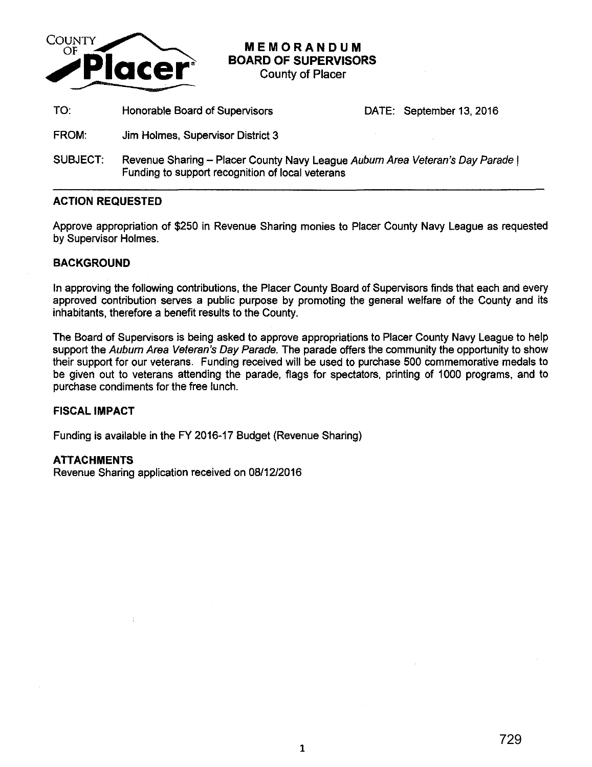COUNTY OF Placer

# MEMORANDUM
## BOARD OF SUPERVISORS
County of Placer

TO: Honorable Board of Supervisors  DATE: September 13, 2016

FROM: Jim Holmes, Supervisor District 3

SUBJECT: Revenue Sharing – Placer County Navy League *Auburn Area Veteran's Day Parade* | Funding to support recognition of local veterans

---

### ACTION REQUESTED

Approve appropriation of $250 in Revenue Sharing monies to Placer County Navy League as requested by Supervisor Holmes.

### BACKGROUND

In approving the following contributions, the Placer County Board of Supervisors finds that each and every approved contribution serves a public purpose by promoting the general welfare of the County and its inhabitants, therefore a benefit results to the County.

The Board of Supervisors is being asked to approve appropriations to Placer County Navy League to help support the *Auburn Area Veteran's Day Parade.* The parade offers the community the opportunity to show their support for our veterans. Funding received will be used to purchase 500 commemorative medals to be given out to veterans attending the parade, flags for spectators, printing of 1000 programs, and to purchase condiments for the free lunch.

### FISCAL IMPACT

Funding is available in the FY 2016-17 Budget (Revenue Sharing)

### ATTACHMENTS

Revenue Sharing application received on 08/12/2016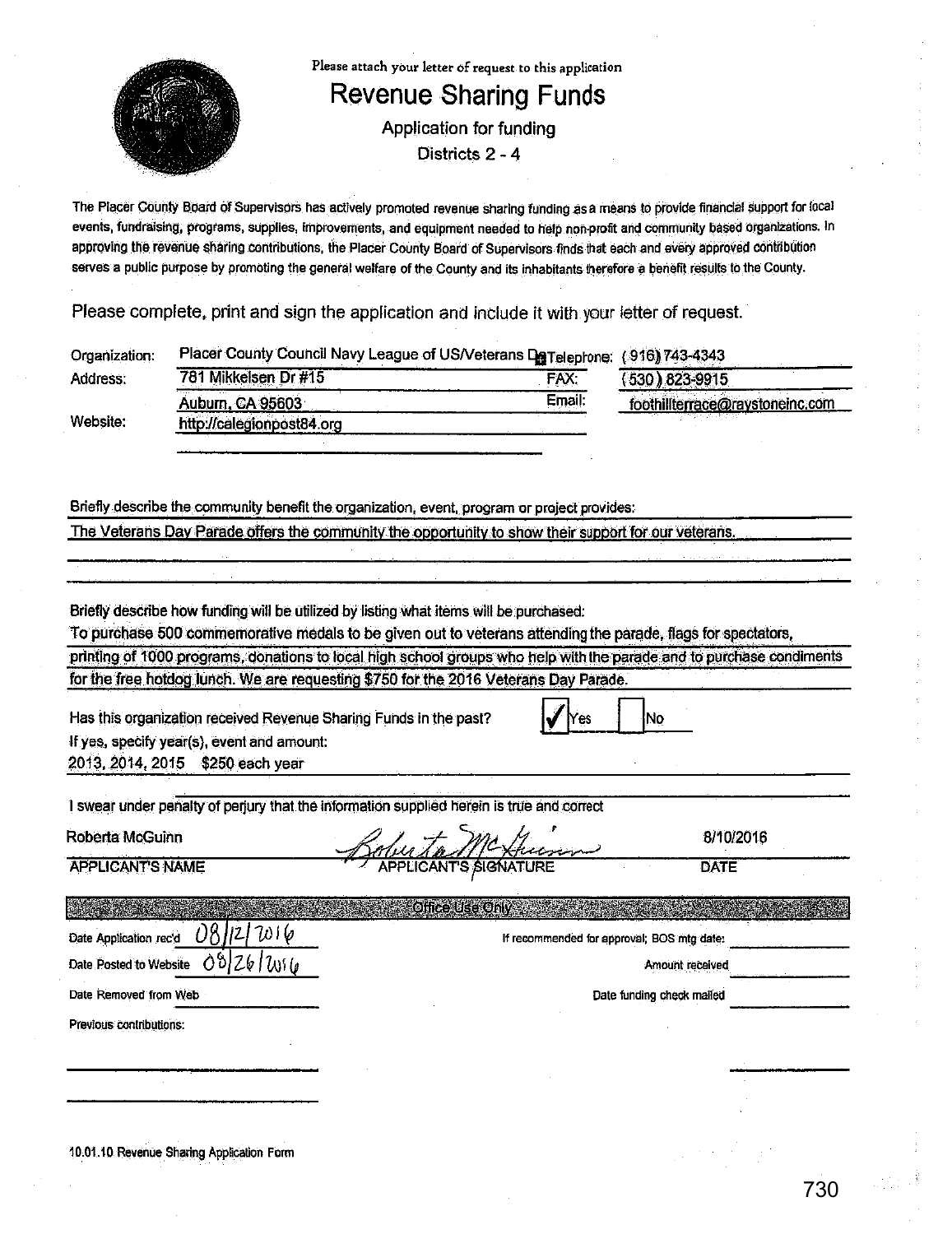Please attach your letter of request to this application

# Revenue Sharing Funds

Application for funding

Districts 2 - 4

The Placer County Board of Supervisors has actively promoted revenue sharing funding as a means to provide financial support for local events, fundraising, programs, supplies, improvements, and equipment needed to help non-profit and community based organizations. In approving the revenue sharing contributions, the Placer County Board of Supervisors finds that each and every approved contribution serves a public purpose by promoting the general welfare of the County and its inhabitants therefore a benefit results to the County.

Please complete, print and sign the application and include it with your letter of request.

| | | | |
|---|---|---|---|
| Organization: | Placer County Council Navy League of US/Veterans Da | Telephone: | (916) 743-4343 |
| Address: | 781 Mikkelsen Dr #15 | FAX: | (530) 823-9915 |
| | Auburn, CA 95603 | Email: | foothillterrace@raystoneinc.com |
| Website: | http://calegionpost84.org | | |

Briefly describe the community benefit the organization, event, program or project provides:

The Veterans Day Parade offers the community the opportunity to show their support for our veterans.

Briefly describe how funding will be utilized by listing what items will be purchased:

To purchase 500 commemorative medals to be given out to veterans attending the parade, flags for spectators, printing of 1000 programs, donations to local high school groups who help with the parade and to purchase condiments for the free hotdog lunch. We are requesting $750 for the 2016 Veterans Day Parade.

Has this organization received Revenue Sharing Funds in the past? ☑ Yes ☐ No

If yes, specify year(s), event and amount:

2013, 2014, 2015 $250 each year

I swear under penalty of perjury that the information supplied herein is true and correct

| | | |
|---|---|---|
| Roberta McGuinn | *Roberta McGuinn* | 8/10/2016 |
| APPLICANT'S NAME | APPLICANT'S SIGNATURE | DATE |

**Office Use Only**

Date Application rec'd 08/12/2016

Date Posted to Website 08/26/2016

Date Removed from Web

Previous contributions:

If recommended for approval; BOS mtg date:

Amount received

Date funding check mailed

10.01.10 Revenue Sharing Application Form